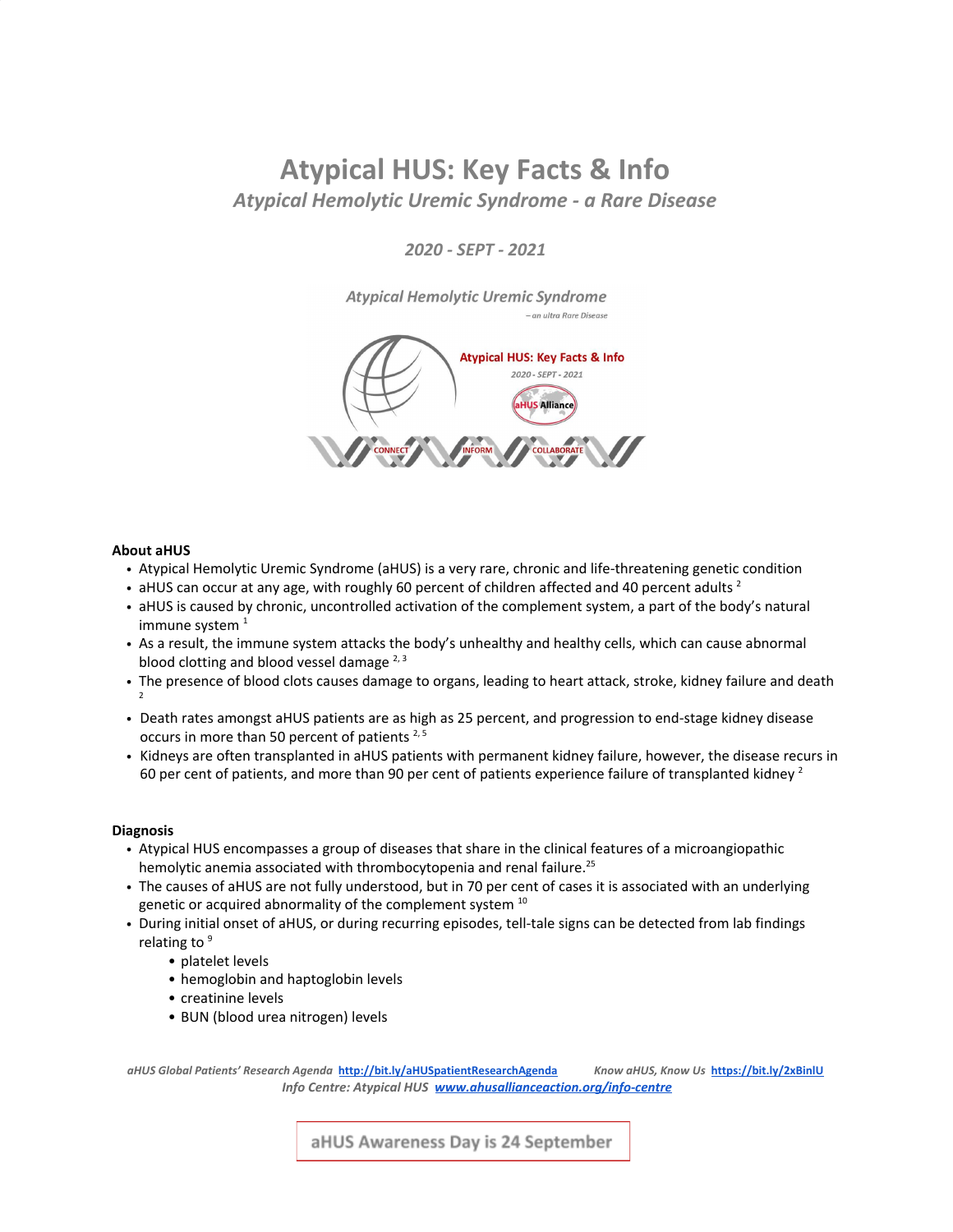# Atypical HUS: Key Facts & Info

*Atypical Hemolytic Uremic Syndrome - a Rare Disease*

*2020 - SEPT - 2021*

**About aHUS**

- Atypical Hemolytic Uremic Syndrome (aHUS) is a very rare, chronic and life-threatening genetic condition
- aHUS can occur at any age, with roughly 60 percent of children affected and 40 percent adults [2]
- aHUS is caused by chronic, uncontrolled activation of the complement system, a part of the body's natural immune system [1]
- As a result, the immune system attacks the body's unhealthy and healthy cells, which can cause abnormal blood clotting and blood vessel damage [2, 3]
- The presence of blood clots causes damage to organs, leading to heart attack, stroke, kidney failure and death [2]
- Death rates amongst aHUS patients are as high as 25 percent, and progression to end-stage kidney disease occurs in more than 50 percent of patients [2, 5]
- Kidneys are often transplanted in aHUS patients with permanent kidney failure, however, the disease recurs in 60 per cent of patients, and more than 90 per cent of patients experience failure of transplanted kidney [2]

**Diagnosis**

- Atypical HUS encompasses a group of diseases that share in the clinical features of a microangiopathic hemolytic anemia associated with thrombocytopenia and renal failure.[25]
- The causes of aHUS are not fully understood, but in 70 per cent of cases it is associated with an underlying genetic or acquired abnormality of the complement system [10]
- During initial onset of aHUS, or during recurring episodes, tell-tale signs can be detected from lab findings relating to [9]
    - platelet levels
    - hemoglobin and haptoglobin levels
    - creatinine levels
    - BUN (blood urea nitrogen) levels

*aHUS Global Patients' Research Agenda* http://bit.ly/aHUSpatientResearchAgenda *Know aHUS, Know Us* https://bit.ly/2xBinlU
*Info Centre: Atypical HUS* *www.ahusallianceaction.org/info-centre*

aHUS Awareness Day is 24 September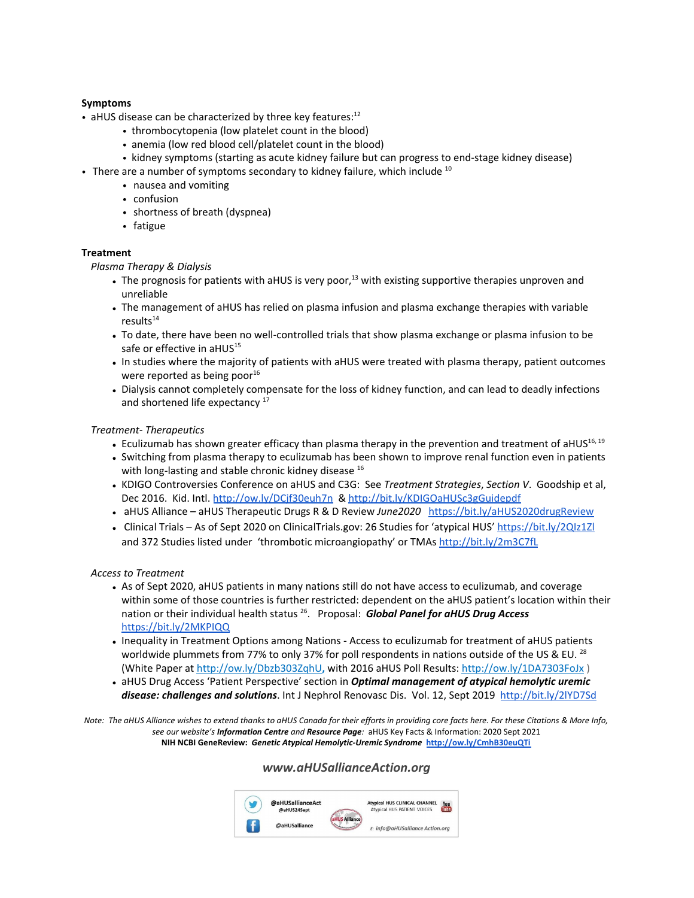**Symptoms**

- aHUS disease can be characterized by three key features:[12]
  - thrombocytopenia (low platelet count in the blood)
  - anemia (low red blood cell/platelet count in the blood)
  - kidney symptoms (starting as acute kidney failure but can progress to end-stage kidney disease)
- There are a number of symptoms secondary to kidney failure, which include [10]
  - nausea and vomiting
  - confusion
  - shortness of breath (dyspnea)
  - fatigue

**Treatment**

*Plasma Therapy & Dialysis*

- The prognosis for patients with aHUS is very poor,[13] with existing supportive therapies unproven and unreliable
- The management of aHUS has relied on plasma infusion and plasma exchange therapies with variable results[14]
- To date, there have been no well-controlled trials that show plasma exchange or plasma infusion to be safe or effective in aHUS[15]
- In studies where the majority of patients with aHUS were treated with plasma therapy, patient outcomes were reported as being poor[16]
- Dialysis cannot completely compensate for the loss of kidney function, and can lead to deadly infections and shortened life expectancy [17]

*Treatment- Therapeutics*

- Eculizumab has shown greater efficacy than plasma therapy in the prevention and treatment of aHUS[16, 19]
- Switching from plasma therapy to eculizumab has been shown to improve renal function even in patients with long-lasting and stable chronic kidney disease [16]
- KDIGO Controversies Conference on aHUS and C3G: See *Treatment Strategies*, *Section V*. Goodship et al, Dec 2016. Kid. Intl. http://ow.ly/DCjf30euh7n & http://bit.ly/KDIGOaHUSc3gGuidepdf
- aHUS Alliance – aHUS Therapeutic Drugs R & D Review *June2020* https://bit.ly/aHUS2020drugReview
- Clinical Trials – As of Sept 2020 on ClinicalTrials.gov: 26 Studies for 'atypical HUS' https://bit.ly/2QIz1Zl and 372 Studies listed under 'thrombotic microangiopathy' or TMAs http://bit.ly/2m3C7fL

*Access to Treatment*

- As of Sept 2020, aHUS patients in many nations still do not have access to eculizumab, and coverage within some of those countries is further restricted: dependent on the aHUS patient's location within their nation or their individual health status [26]. Proposal: ***Global Panel for aHUS Drug Access*** https://bit.ly/2MKPIQQ
- Inequality in Treatment Options among Nations - Access to eculizumab for treatment of aHUS patients worldwide plummets from 77% to only 37% for poll respondents in nations outside of the US & EU. [28] (White Paper at http://ow.ly/Dbzb303ZqhU, with 2016 aHUS Poll Results: http://ow.ly/1DA7303FoJx )
- aHUS Drug Access 'Patient Perspective' section in ***Optimal management of atypical hemolytic uremic disease: challenges and solutions***. Int J Nephrol Renovasc Dis. Vol. 12, Sept 2019 http://bit.ly/2lYD7Sd

*Note: The aHUS Alliance wishes to extend thanks to aHUS Canada for their efforts in providing core facts here. For these Citations & More Info, see our website's* ***Information Centre*** *and* ***Resource Page****:* aHUS Key Facts & Information: 2020 Sept 2021
**NIH NCBI GeneReview:** ***Genetic Atypical Hemolytic-Uremic Syndrome*** **http://ow.ly/CmhB30euQTi**

***www.aHUSallianceAction.org***

@aHUSallianceAct
@aHUS24Sept
@aHUSalliance
Atypical HUS CLINICAL CHANNEL
Atypical HUS PATIENT VOICES
aHUS Alliance
E: info@aHUSalliance Action.org